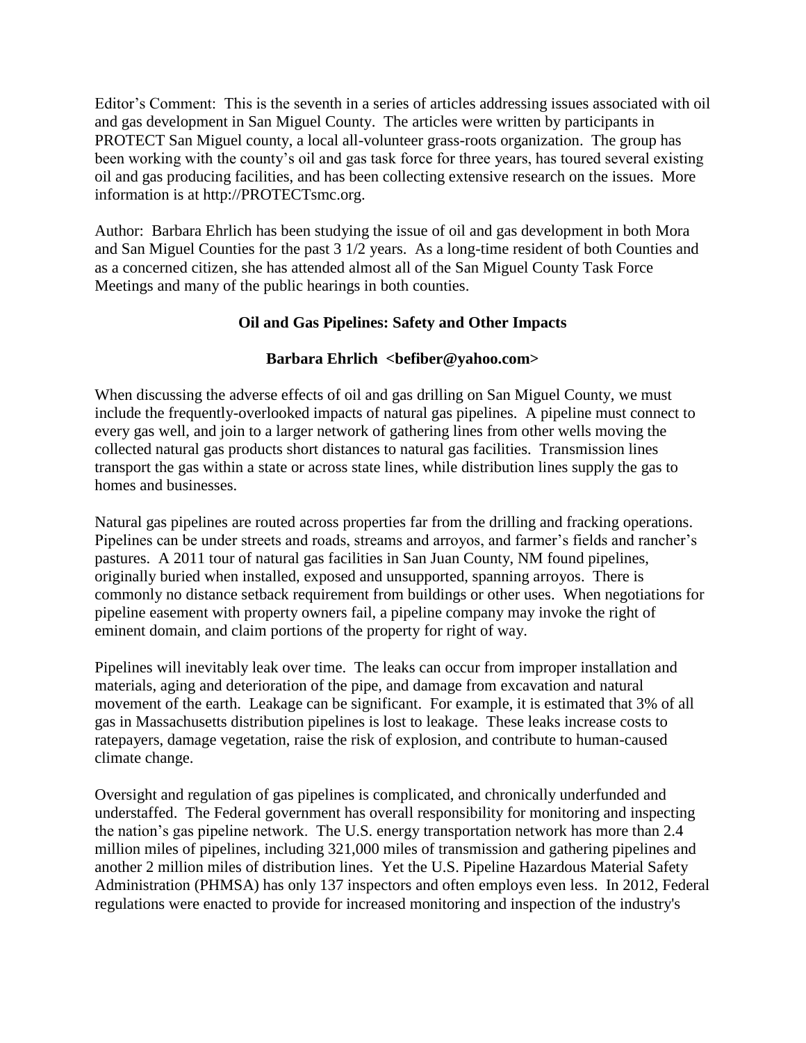Editor's Comment: This is the seventh in a series of articles addressing issues associated with oil and gas development in San Miguel County. The articles were written by participants in PROTECT San Miguel county, a local all-volunteer grass-roots organization. The group has been working with the county's oil and gas task force for three years, has toured several existing oil and gas producing facilities, and has been collecting extensive research on the issues. More information is at http://PROTECTsmc.org.

Author: Barbara Ehrlich has been studying the issue of oil and gas development in both Mora and San Miguel Counties for the past 3 1/2 years. As a long-time resident of both Counties and as a concerned citizen, she has attended almost all of the San Miguel County Task Force Meetings and many of the public hearings in both counties.

## Oil and Gas Pipelines: Safety and Other Impacts

**Barbara Ehrlich <befiber@yahoo.com>**

When discussing the adverse effects of oil and gas drilling on San Miguel County, we must include the frequently-overlooked impacts of natural gas pipelines. A pipeline must connect to every gas well, and join to a larger network of gathering lines from other wells moving the collected natural gas products short distances to natural gas facilities. Transmission lines transport the gas within a state or across state lines, while distribution lines supply the gas to homes and businesses.

Natural gas pipelines are routed across properties far from the drilling and fracking operations. Pipelines can be under streets and roads, streams and arroyos, and farmer's fields and rancher's pastures. A 2011 tour of natural gas facilities in San Juan County, NM found pipelines, originally buried when installed, exposed and unsupported, spanning arroyos. There is commonly no distance setback requirement from buildings or other uses. When negotiations for pipeline easement with property owners fail, a pipeline company may invoke the right of eminent domain, and claim portions of the property for right of way.

Pipelines will inevitably leak over time. The leaks can occur from improper installation and materials, aging and deterioration of the pipe, and damage from excavation and natural movement of the earth. Leakage can be significant. For example, it is estimated that 3% of all gas in Massachusetts distribution pipelines is lost to leakage. These leaks increase costs to ratepayers, damage vegetation, raise the risk of explosion, and contribute to human-caused climate change.

Oversight and regulation of gas pipelines is complicated, and chronically underfunded and understaffed. The Federal government has overall responsibility for monitoring and inspecting the nation's gas pipeline network. The U.S. energy transportation network has more than 2.4 million miles of pipelines, including 321,000 miles of transmission and gathering pipelines and another 2 million miles of distribution lines. Yet the U.S. Pipeline Hazardous Material Safety Administration (PHMSA) has only 137 inspectors and often employs even less. In 2012, Federal regulations were enacted to provide for increased monitoring and inspection of the industry's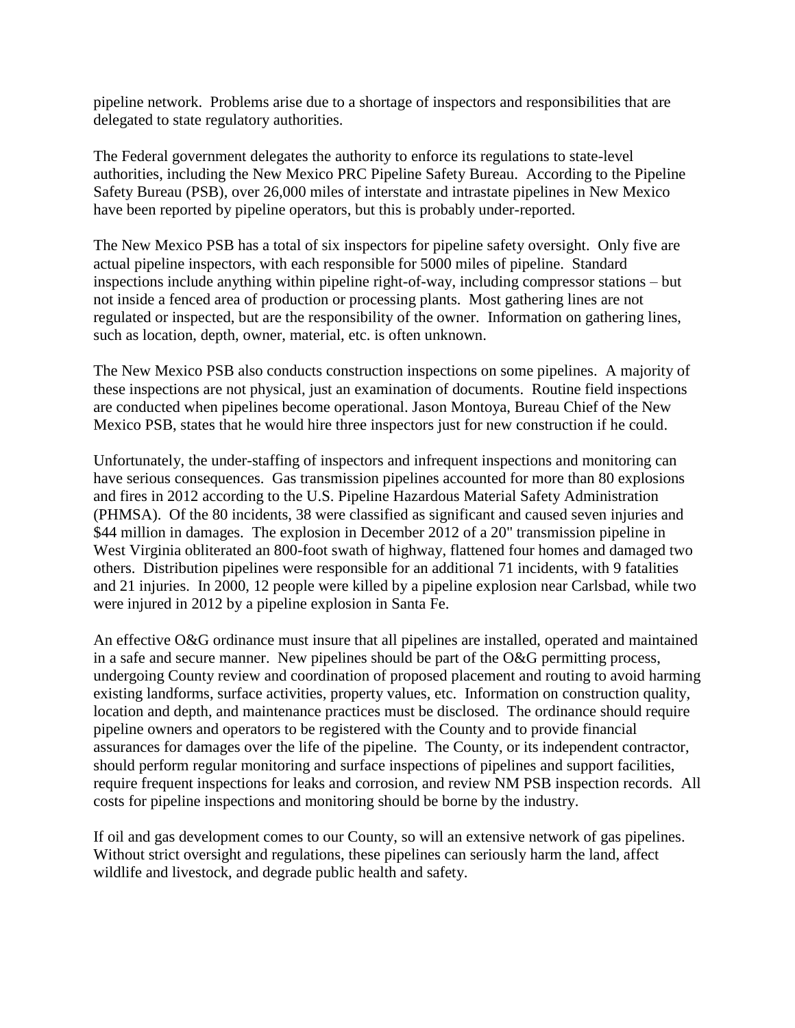pipeline network. Problems arise due to a shortage of inspectors and responsibilities that are delegated to state regulatory authorities.

The Federal government delegates the authority to enforce its regulations to state-level authorities, including the New Mexico PRC Pipeline Safety Bureau. According to the Pipeline Safety Bureau (PSB), over 26,000 miles of interstate and intrastate pipelines in New Mexico have been reported by pipeline operators, but this is probably under-reported.

The New Mexico PSB has a total of six inspectors for pipeline safety oversight. Only five are actual pipeline inspectors, with each responsible for 5000 miles of pipeline. Standard inspections include anything within pipeline right-of-way, including compressor stations – but not inside a fenced area of production or processing plants. Most gathering lines are not regulated or inspected, but are the responsibility of the owner. Information on gathering lines, such as location, depth, owner, material, etc. is often unknown.

The New Mexico PSB also conducts construction inspections on some pipelines. A majority of these inspections are not physical, just an examination of documents. Routine field inspections are conducted when pipelines become operational. Jason Montoya, Bureau Chief of the New Mexico PSB, states that he would hire three inspectors just for new construction if he could.

Unfortunately, the under-staffing of inspectors and infrequent inspections and monitoring can have serious consequences. Gas transmission pipelines accounted for more than 80 explosions and fires in 2012 according to the U.S. Pipeline Hazardous Material Safety Administration (PHMSA). Of the 80 incidents, 38 were classified as significant and caused seven injuries and $44 million in damages. The explosion in December 2012 of a 20" transmission pipeline in West Virginia obliterated an 800-foot swath of highway, flattened four homes and damaged two others. Distribution pipelines were responsible for an additional 71 incidents, with 9 fatalities and 21 injuries. In 2000, 12 people were killed by a pipeline explosion near Carlsbad, while two were injured in 2012 by a pipeline explosion in Santa Fe.

An effective O&G ordinance must insure that all pipelines are installed, operated and maintained in a safe and secure manner. New pipelines should be part of the O&G permitting process, undergoing County review and coordination of proposed placement and routing to avoid harming existing landforms, surface activities, property values, etc. Information on construction quality, location and depth, and maintenance practices must be disclosed. The ordinance should require pipeline owners and operators to be registered with the County and to provide financial assurances for damages over the life of the pipeline. The County, or its independent contractor, should perform regular monitoring and surface inspections of pipelines and support facilities, require frequent inspections for leaks and corrosion, and review NM PSB inspection records. All costs for pipeline inspections and monitoring should be borne by the industry.

If oil and gas development comes to our County, so will an extensive network of gas pipelines. Without strict oversight and regulations, these pipelines can seriously harm the land, affect wildlife and livestock, and degrade public health and safety.